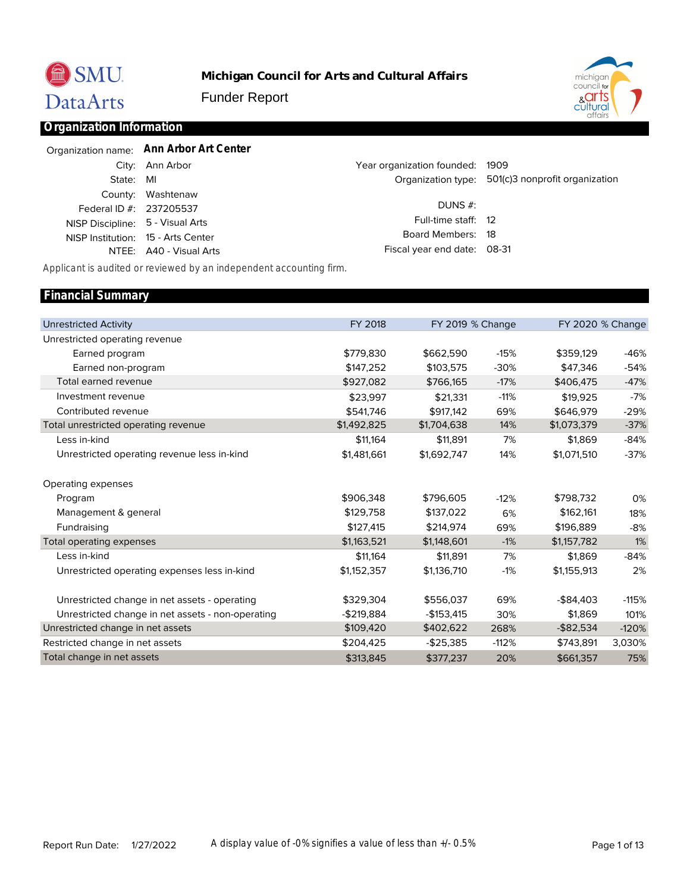# Michigan Council for Arts and Cultural Affairs

Funder Report

## Organization Information

| | | | |
|---|---|---|---|
| Organization name: | **Ann Arbor Art Center** | | |
| City: | Ann Arbor | Year organization founded: | 1909 |
| State: | MI | Organization type: | 501(c)3 nonprofit organization |
| County: | Washtenaw | | |
| Federal ID #: | 237205537 | DUNS #: | |
| NISP Discipline: | 5 - Visual Arts | Full-time staff: | 12 |
| NISP Institution: | 15 - Arts Center | Board Members: | 18 |
| NTEE: | A40 - Visual Arts | Fiscal year end date: | 08-31 |

*Applicant is audited or reviewed by an independent accounting firm.*

## Financial Summary

| Unrestricted Activity | FY 2018 | FY 2019 | % Change | FY 2020 | % Change |
|---|---|---|---|---|---|
| Unrestricted operating revenue | | | | | |
| Earned program | $779,830 | $662,590 | -15% | $359,129 | -46% |
| Earned non-program | $147,252 | $103,575 | -30% | $47,346 | -54% |
| Total earned revenue | $927,082 | $766,165 | -17% | $406,475 | -47% |
| Investment revenue | $23,997 | $21,331 | -11% | $19,925 | -7% |
| Contributed revenue | $541,746 | $917,142 | 69% | $646,979 | -29% |
| Total unrestricted operating revenue | $1,492,825 | $1,704,638 | 14% | $1,073,379 | -37% |
| Less in-kind | $11,164 | $11,891 | 7% | $1,869 | -84% |
| Unrestricted operating revenue less in-kind | $1,481,661 | $1,692,747 | 14% | $1,071,510 | -37% |
| | | | | | |
| Operating expenses | | | | | |
| Program | $906,348 | $796,605 | -12% | $798,732 | 0% |
| Management & general | $129,758 | $137,022 | 6% | $162,161 | 18% |
| Fundraising | $127,415 | $214,974 | 69% | $196,889 | -8% |
| Total operating expenses | $1,163,521 | $1,148,601 | -1% | $1,157,782 | 1% |
| Less in-kind | $11,164 | $11,891 | 7% | $1,869 | -84% |
| Unrestricted operating expenses less in-kind | $1,152,357 | $1,136,710 | -1% | $1,155,913 | 2% |
| | | | | | |
| Unrestricted change in net assets - operating | $329,304 | $556,037 | 69% | -$84,403 | -115% |
| Unrestricted change in net assets - non-operating | -$219,884 | -$153,415 | 30% | $1,869 | 101% |
| Unrestricted change in net assets | $109,420 | $402,622 | 268% | -$82,534 | -120% |
| Restricted change in net assets | $204,425 | -$25,385 | -112% | $743,891 | 3,030% |
| Total change in net assets | $313,845 | $377,237 | 20% | $661,357 | 75% |

Report Run Date: 1/27/2022

A display value of -0% signifies a value of less than +/- 0.5%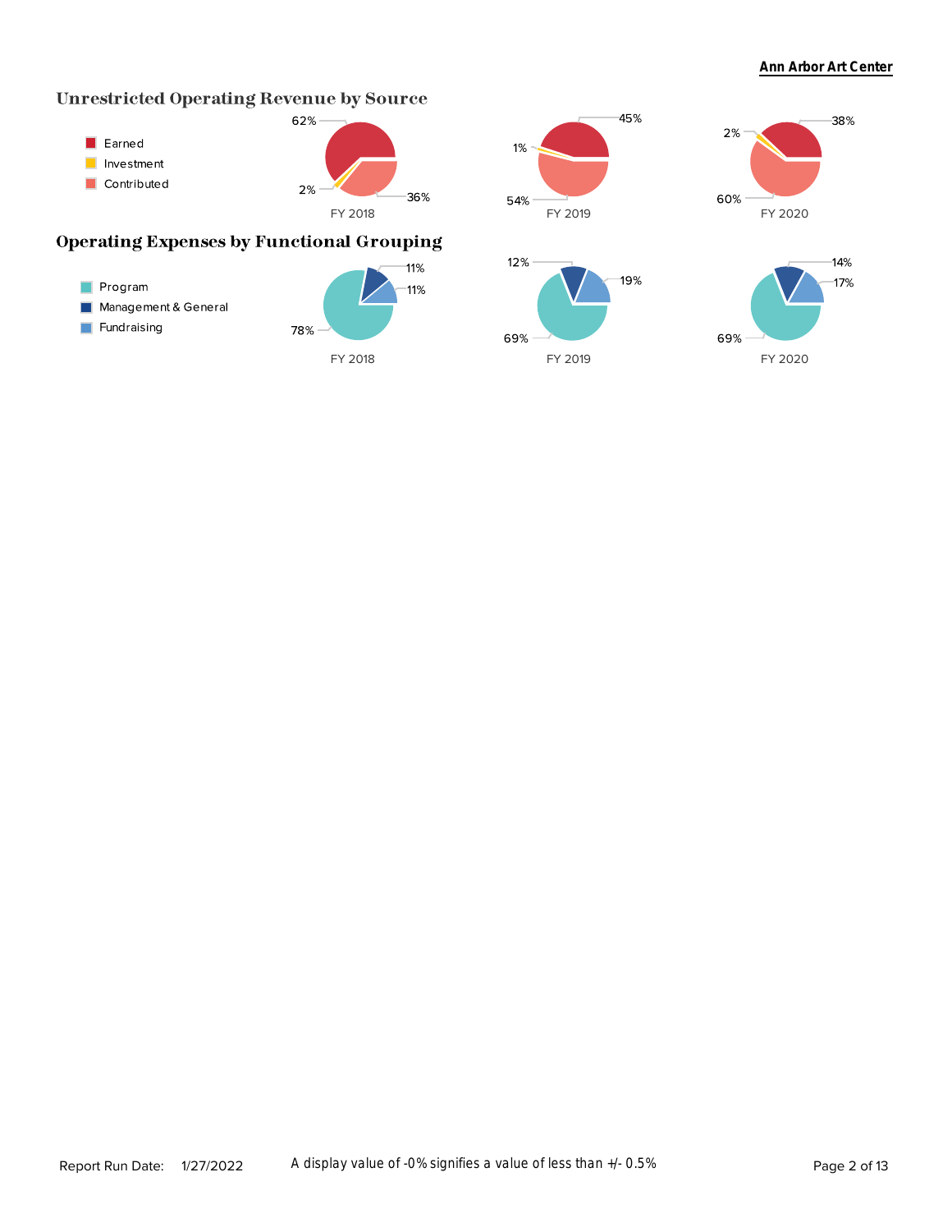## Unrestricted Operating Revenue by Source

| | FY 2018 | FY 2019 | FY 2020 |
|---|---|---|---|
| Earned | 62% | 45% | 38% |
| Investment | 2% | 1% | 2% |
| Contributed | 36% | 54% | 60% |

## Operating Expenses by Functional Grouping

| | FY 2018 | FY 2019 | FY 2020 |
|---|---|---|---|
| Program | 78% | 69% | 69% |
| Management & General | 11% | 12% | 14% |
| Fundraising | 11% | 19% | 17% |

Report Run Date: 1/27/2022

A display value of -0% signifies a value of less than +/- 0.5%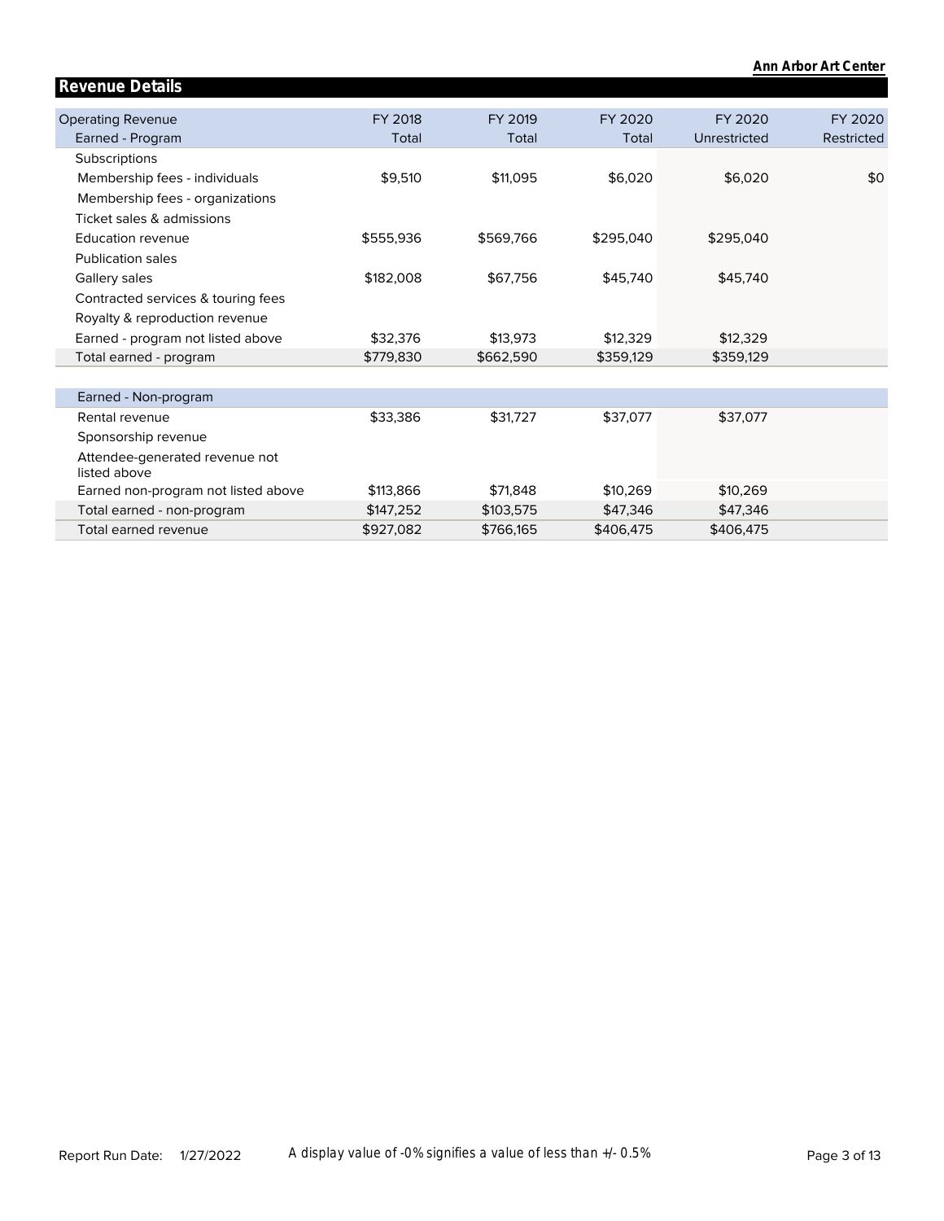## Revenue Details

| Operating Revenue | FY 2018 | FY 2019 | FY 2020 | FY 2020 | FY 2020 |
|---|---|---|---|---|---|
| Earned - Program | Total | Total | Total | Unrestricted | Restricted |
| Subscriptions | | | | | |
| Membership fees - individuals | $9,510 | $11,095 | $6,020 | $6,020 | $0 |
| Membership fees - organizations | | | | | |
| Ticket sales & admissions | | | | | |
| Education revenue | $555,936 | $569,766 | $295,040 | $295,040 | |
| Publication sales | | | | | |
| Gallery sales | $182,008 | $67,756 | $45,740 | $45,740 | |
| Contracted services & touring fees | | | | | |
| Royalty & reproduction revenue | | | | | |
| Earned - program not listed above | $32,376 | $13,973 | $12,329 | $12,329 | |
| Total earned - program | $779,830 | $662,590 | $359,129 | $359,129 | |
| | | | | | |
| Earned - Non-program | | | | | |
| Rental revenue | $33,386 | $31,727 | $37,077 | $37,077 | |
| Sponsorship revenue | | | | | |
| Attendee-generated revenue not listed above | | | | | |
| Earned non-program not listed above | $113,866 | $71,848 | $10,269 | $10,269 | |
| Total earned - non-program | $147,252 | $103,575 | $47,346 | $47,346 | |
| Total earned revenue | $927,082 | $766,165 | $406,475 | $406,475 | |

A display value of -0% signifies a value of less than +/- 0.5%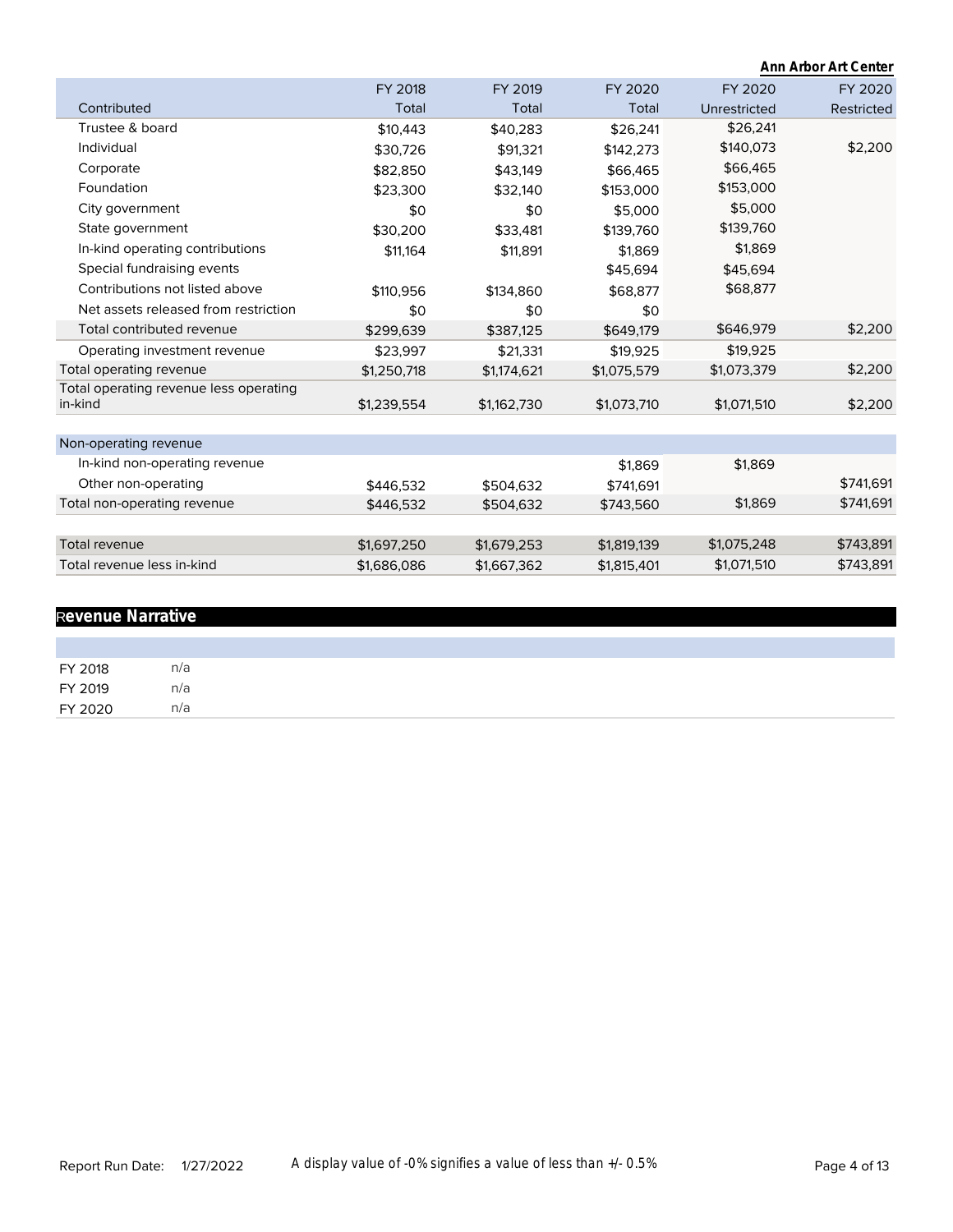**Ann Arbor Art Center**

| Contributed | FY 2018 Total | FY 2019 Total | FY 2020 Total | FY 2020 Unrestricted | FY 2020 Restricted |
|---|---|---|---|---|---|
| Trustee & board | $10,443 | $40,283 | $26,241 | $26,241 | |
| Individual | $30,726 | $91,321 | $142,273 | $140,073 | $2,200 |
| Corporate | $82,850 | $43,149 | $66,465 | $66,465 | |
| Foundation | $23,300 | $32,140 | $153,000 | $153,000 | |
| City government | $0 | $0 | $5,000 | $5,000 | |
| State government | $30,200 | $33,481 | $139,760 | $139,760 | |
| In-kind operating contributions | $11,164 | $11,891 | $1,869 | $1,869 | |
| Special fundraising events | | | $45,694 | $45,694 | |
| Contributions not listed above | $110,956 | $134,860 | $68,877 | $68,877 | |
| Net assets released from restriction | $0 | $0 | $0 | | |
| Total contributed revenue | $299,639 | $387,125 | $649,179 | $646,979 | $2,200 |
| Operating investment revenue | $23,997 | $21,331 | $19,925 | $19,925 | |
| Total operating revenue | $1,250,718 | $1,174,621 | $1,075,579 | $1,073,379 | $2,200 |
| Total operating revenue less operating in-kind | $1,239,554 | $1,162,730 | $1,073,710 | $1,071,510 | $2,200 |
| **Non-operating revenue** | | | | | |
| In-kind non-operating revenue | | | $1,869 | $1,869 | |
| Other non-operating | $446,532 | $504,632 | $741,691 | | $741,691 |
| Total non-operating revenue | $446,532 | $504,632 | $743,560 | $1,869 | $741,691 |
| Total revenue | $1,697,250 | $1,679,253 | $1,819,139 | $1,075,248 | $743,891 |
| Total revenue less in-kind | $1,686,086 | $1,667,362 | $1,815,401 | $1,071,510 | $743,891 |

## Revenue Narrative

| | |
|---|---|
| FY 2018 | n/a |
| FY 2019 | n/a |
| FY 2020 | n/a |

Report Run Date: 1/27/2022

A display value of -0% signifies a value of less than +/- 0.5%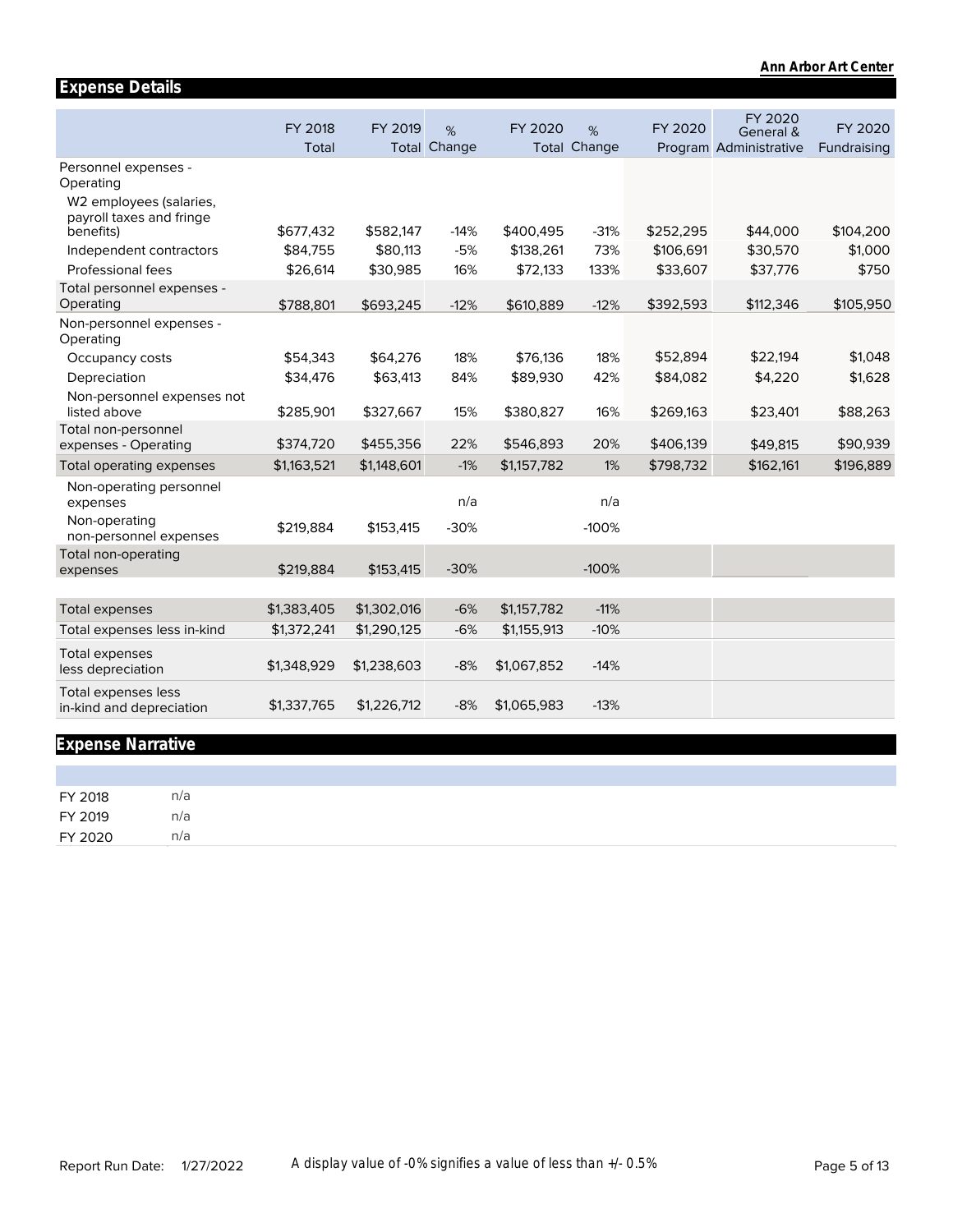## Expense Details

| | FY 2018 Total | FY 2019 Total | % Change | FY 2020 Total | % Change | FY 2020 Program | FY 2020 General & Administrative | FY 2020 Fundraising |
|---|---|---|---|---|---|---|---|---|
| Personnel expenses - Operating | | | | | | | | |
| W2 employees (salaries, payroll taxes and fringe benefits) | $677,432 | $582,147 | -14% | $400,495 | -31% | $252,295 | $44,000 | $104,200 |
| Independent contractors | $84,755 | $80,113 | -5% | $138,261 | 73% | $106,691 | $30,570 | $1,000 |
| Professional fees | $26,614 | $30,985 | 16% | $72,133 | 133% | $33,607 | $37,776 | $750 |
| Total personnel expenses - Operating | $788,801 | $693,245 | -12% | $610,889 | -12% | $392,593 | $112,346 | $105,950 |
| Non-personnel expenses - Operating | | | | | | | | |
| Occupancy costs | $54,343 | $64,276 | 18% | $76,136 | 18% | $52,894 | $22,194 | $1,048 |
| Depreciation | $34,476 | $63,413 | 84% | $89,930 | 42% | $84,082 | $4,220 | $1,628 |
| Non-personnel expenses not listed above | $285,901 | $327,667 | 15% | $380,827 | 16% | $269,163 | $23,401 | $88,263 |
| Total non-personnel expenses - Operating | $374,720 | $455,356 | 22% | $546,893 | 20% | $406,139 | $49,815 | $90,939 |
| Total operating expenses | $1,163,521 | $1,148,601 | -1% | $1,157,782 | 1% | $798,732 | $162,161 | $196,889 |
| Non-operating personnel expenses | | | n/a | | n/a | | | |
| Non-operating non-personnel expenses | $219,884 | $153,415 | -30% | | -100% | | | |
| Total non-operating expenses | $219,884 | $153,415 | -30% | | -100% | | | |
| Total expenses | $1,383,405 | $1,302,016 | -6% | $1,157,782 | -11% | | | |
| Total expenses less in-kind | $1,372,241 | $1,290,125 | -6% | $1,155,913 | -10% | | | |
| Total expenses less depreciation | $1,348,929 | $1,238,603 | -8% | $1,067,852 | -14% | | | |
| Total expenses less in-kind and depreciation | $1,337,765 | $1,226,712 | -8% | $1,065,983 | -13% | | | |

## Expense Narrative

| | |
|---|---|
| FY 2018 | n/a |
| FY 2019 | n/a |
| FY 2020 | n/a |

Report Run Date: 1/27/2022

A display value of -0% signifies a value of less than +/- 0.5%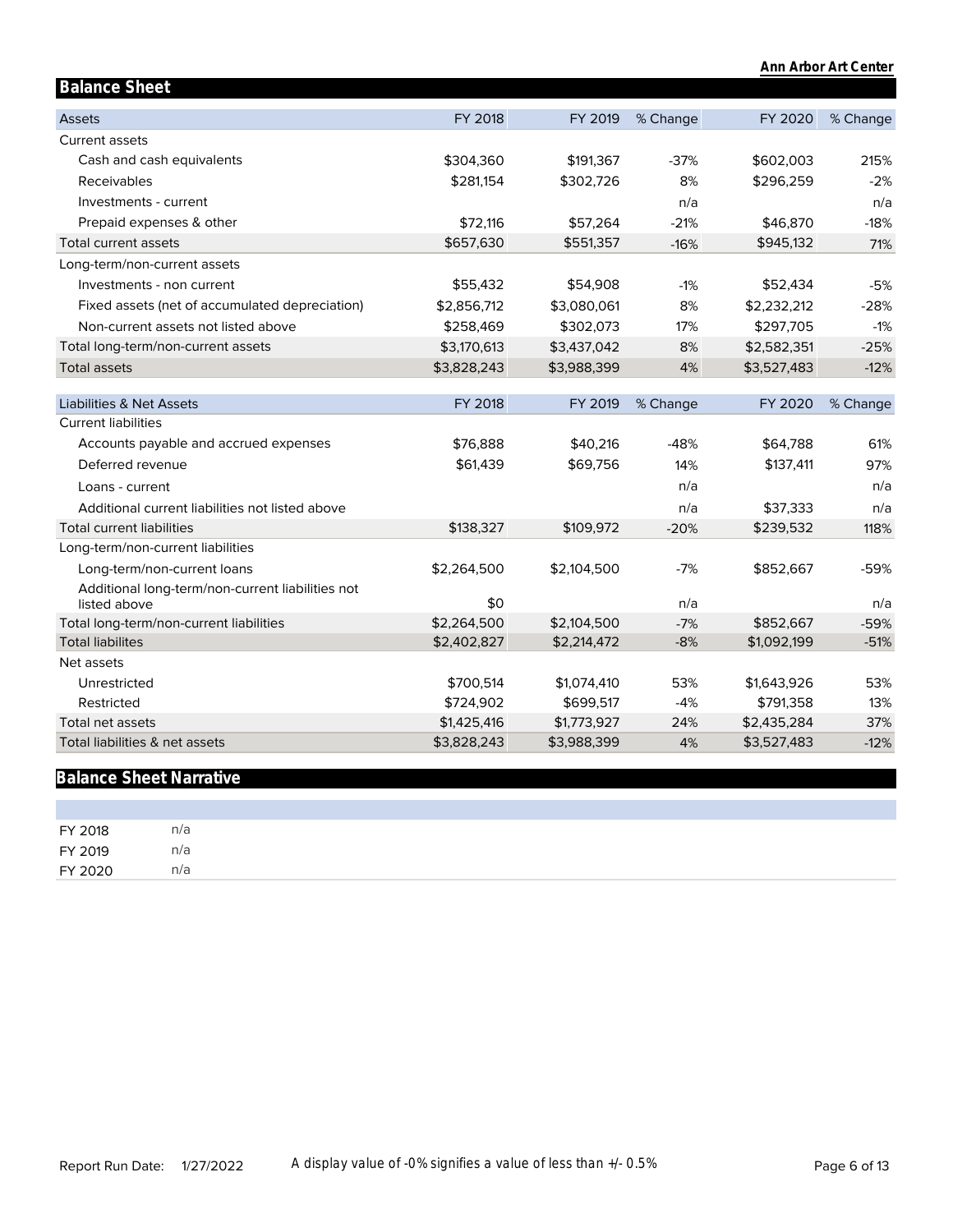## Balance Sheet

| Assets | FY 2018 | FY 2019 | % Change | FY 2020 | % Change |
|---|---|---|---|---|---|
| Current assets | | | | | |
| Cash and cash equivalents | $304,360 | $191,367 | -37% | $602,003 | 215% |
| Receivables | $281,154 | $302,726 | 8% | $296,259 | -2% |
| Investments - current | | | n/a | | n/a |
| Prepaid expenses & other | $72,116 | $57,264 | -21% | $46,870 | -18% |
| Total current assets | $657,630 | $551,357 | -16% | $945,132 | 71% |
| Long-term/non-current assets | | | | | |
| Investments - non current | $55,432 | $54,908 | -1% | $52,434 | -5% |
| Fixed assets (net of accumulated depreciation) | $2,856,712 | $3,080,061 | 8% | $2,232,212 | -28% |
| Non-current assets not listed above | $258,469 | $302,073 | 17% | $297,705 | -1% |
| Total long-term/non-current assets | $3,170,613 | $3,437,042 | 8% | $2,582,351 | -25% |
| Total assets | $3,828,243 | $3,988,399 | 4% | $3,527,483 | -12% |

| Liabilities & Net Assets | FY 2018 | FY 2019 | % Change | FY 2020 | % Change |
|---|---|---|---|---|---|
| Current liabilities | | | | | |
| Accounts payable and accrued expenses | $76,888 | $40,216 | -48% | $64,788 | 61% |
| Deferred revenue | $61,439 | $69,756 | 14% | $137,411 | 97% |
| Loans - current | | | n/a | | n/a |
| Additional current liabilities not listed above | | | n/a | $37,333 | n/a |
| Total current liabilities | $138,327 | $109,972 | -20% | $239,532 | 118% |
| Long-term/non-current liabilities | | | | | |
| Long-term/non-current loans | $2,264,500 | $2,104,500 | -7% | $852,667 | -59% |
| Additional long-term/non-current liabilities not listed above | $0 | | n/a | | n/a |
| Total long-term/non-current liabilities | $2,264,500 | $2,104,500 | -7% | $852,667 | -59% |
| Total liabilites | $2,402,827 | $2,214,472 | -8% | $1,092,199 | -51% |
| Net assets | | | | | |
| Unrestricted | $700,514 | $1,074,410 | 53% | $1,643,926 | 53% |
| Restricted | $724,902 | $699,517 | -4% | $791,358 | 13% |
| Total net assets | $1,425,416 | $1,773,927 | 24% | $2,435,284 | 37% |
| Total liabilities & net assets | $3,828,243 | $3,988,399 | 4% | $3,527,483 | -12% |

## Balance Sheet Narrative

| | |
|---|---|
| FY 2018 | n/a |
| FY 2019 | n/a |
| FY 2020 | n/a |

A display value of -0% signifies a value of less than +/- 0.5%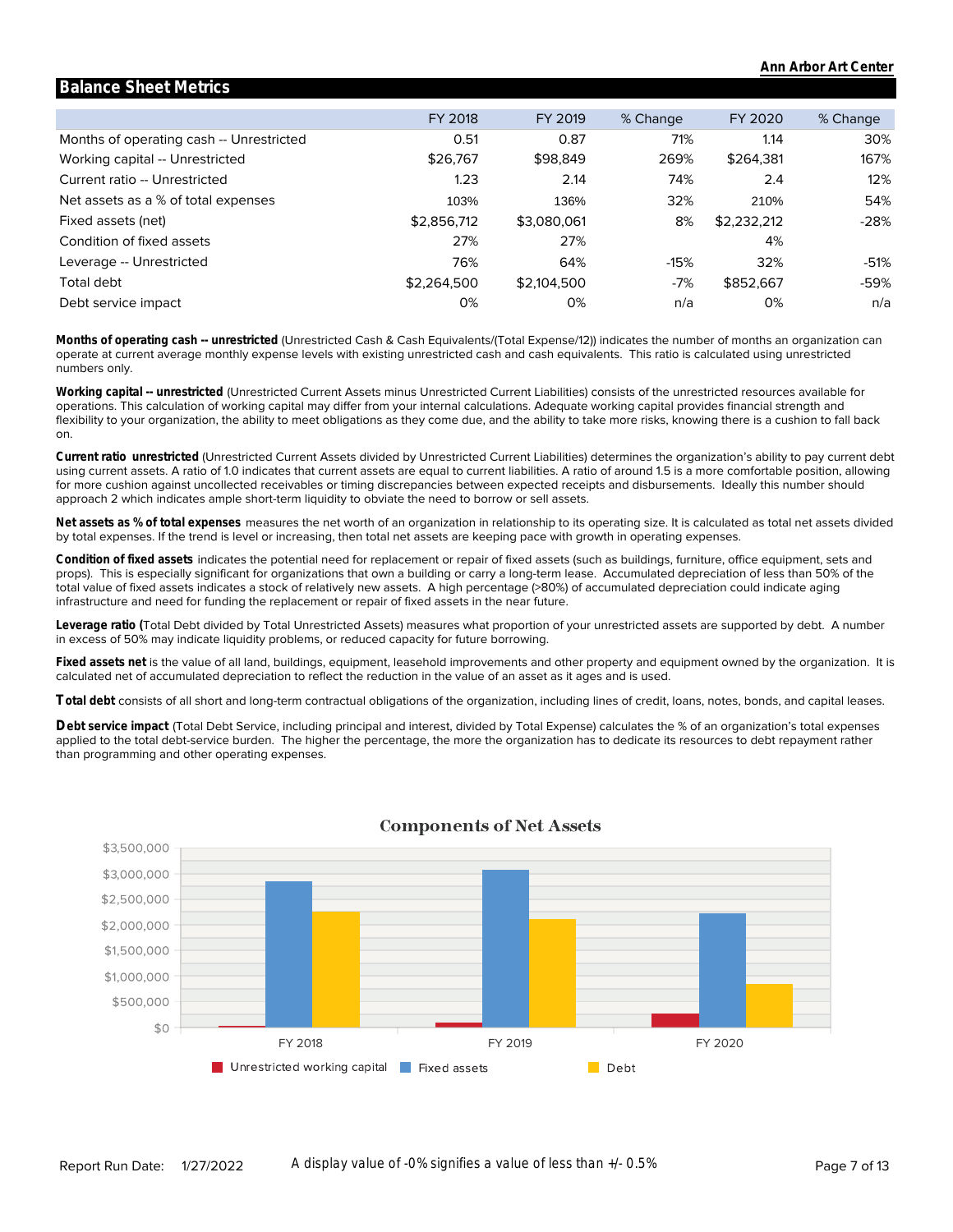Ann Arbor Art Center

## Balance Sheet Metrics

| | FY 2018 | FY 2019 | % Change | FY 2020 | % Change |
|---|---|---|---|---|---|
| Months of operating cash -- Unrestricted | 0.51 | 0.87 | 71% | 1.14 | 30% |
| Working capital -- Unrestricted | $26,767 | $98,849 | 269% | $264,381 | 167% |
| Current ratio -- Unrestricted | 1.23 | 2.14 | 74% | 2.4 | 12% |
| Net assets as a % of total expenses | 103% | 136% | 32% | 210% | 54% |
| Fixed assets (net) | $2,856,712 | $3,080,061 | 8% | $2,232,212 | -28% |
| Condition of fixed assets | 27% | 27% | | 4% | |
| Leverage -- Unrestricted | 76% | 64% | -15% | 32% | -51% |
| Total debt | $2,264,500 | $2,104,500 | -7% | $852,667 | -59% |
| Debt service impact | 0% | 0% | n/a | 0% | n/a |

**Months of operating cash -- unrestricted** (Unrestricted Cash & Cash Equivalents/(Total Expense/12)) indicates the number of months an organization can operate at current average monthly expense levels with existing unrestricted cash and cash equivalents. This ratio is calculated using unrestricted numbers only.

**Working capital -- unrestricted** (Unrestricted Current Assets minus Unrestricted Current Liabilities) consists of the unrestricted resources available for operations. This calculation of working capital may differ from your internal calculations. Adequate working capital provides financial strength and flexibility to your organization, the ability to meet obligations as they come due, and the ability to take more risks, knowing there is a cushion to fall back on.

**Current ratio unrestricted** (Unrestricted Current Assets divided by Unrestricted Current Liabilities) determines the organization's ability to pay current debt using current assets. A ratio of 1.0 indicates that current assets are equal to current liabilities. A ratio of around 1.5 is a more comfortable position, allowing for more cushion against uncollected receivables or timing discrepancies between expected receipts and disbursements. Ideally this number should approach 2 which indicates ample short-term liquidity to obviate the need to borrow or sell assets.

**Net assets as % of total expenses** measures the net worth of an organization in relationship to its operating size. It is calculated as total net assets divided by total expenses. If the trend is level or increasing, then total net assets are keeping pace with growth in operating expenses.

**Condition of fixed assets** indicates the potential need for replacement or repair of fixed assets (such as buildings, furniture, office equipment, sets and props). This is especially significant for organizations that own a building or carry a long-term lease. Accumulated depreciation of less than 50% of the total value of fixed assets indicates a stock of relatively new assets. A high percentage (>80%) of accumulated depreciation could indicate aging infrastructure and need for funding the replacement or repair of fixed assets in the near future.

**Leverage ratio (**Total Debt divided by Total Unrestricted Assets) measures what proportion of your unrestricted assets are supported by debt. A number in excess of 50% may indicate liquidity problems, or reduced capacity for future borrowing.

**Fixed assets net** is the value of all land, buildings, equipment, leasehold improvements and other property and equipment owned by the organization. It is calculated net of accumulated depreciation to reflect the reduction in the value of an asset as it ages and is used.

**Total debt** consists of all short and long-term contractual obligations of the organization, including lines of credit, loans, notes, bonds, and capital leases.

**Debt service impact** (Total Debt Service, including principal and interest, divided by Total Expense) calculates the % of an organization's total expenses applied to the total debt-service burden. The higher the percentage, the more the organization has to dedicate its resources to debt repayment rather than programming and other operating expenses.

### Components of Net Assets

| | Unrestricted working capital | Fixed assets | Debt |
|---|---|---|---|
| FY 2018 | $26,767 | $2,856,712 | $2,264,500 |
| FY 2019 | $98,849 | $3,080,061 | $2,104,500 |
| FY 2020 | $264,381 | $2,232,212 | $852,667 |

Report Run Date: 1/27/2022

A display value of -0% signifies a value of less than +/- 0.5%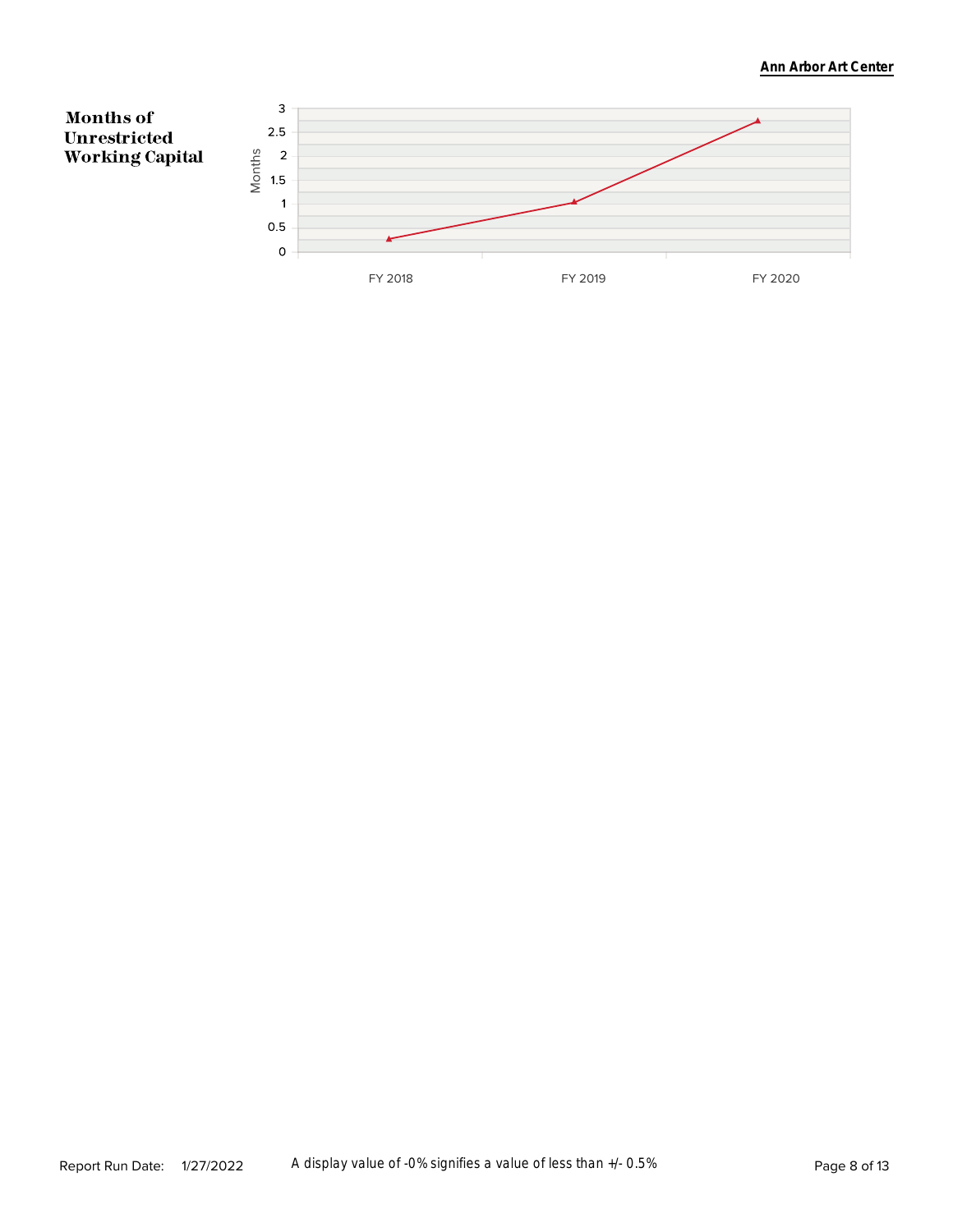**Months of Unrestricted Working Capital**

A display value of -0% signifies a value of less than +/- 0.5%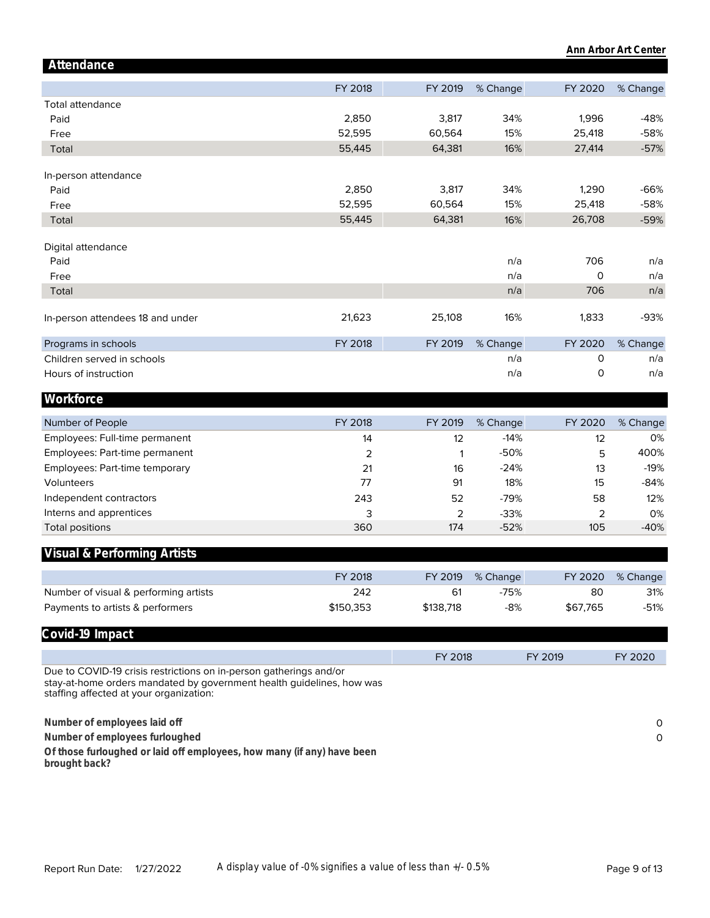**Ann Arbor Art Center**

## Attendance

| | FY 2018 | FY 2019 | % Change | FY 2020 | % Change |
|---|---|---|---|---|---|
| Total attendance | | | | | |
| Paid | 2,850 | 3,817 | 34% | 1,996 | -48% |
| Free | 52,595 | 60,564 | 15% | 25,418 | -58% |
| Total | 55,445 | 64,381 | 16% | 27,414 | -57% |
| In-person attendance | | | | | |
| Paid | 2,850 | 3,817 | 34% | 1,290 | -66% |
| Free | 52,595 | 60,564 | 15% | 25,418 | -58% |
| Total | 55,445 | 64,381 | 16% | 26,708 | -59% |
| Digital attendance | | | | | |
| Paid | | | n/a | 706 | n/a |
| Free | | | n/a | 0 | n/a |
| Total | | | n/a | 706 | n/a |
| In-person attendees 18 and under | 21,623 | 25,108 | 16% | 1,833 | -93% |

| Programs in schools | FY 2018 | FY 2019 | % Change | FY 2020 | % Change |
|---|---|---|---|---|---|
| Children served in schools | | | n/a | 0 | n/a |
| Hours of instruction | | | n/a | 0 | n/a |

## Workforce

| Number of People | FY 2018 | FY 2019 | % Change | FY 2020 | % Change |
|---|---|---|---|---|---|
| Employees: Full-time permanent | 14 | 12 | -14% | 12 | 0% |
| Employees: Part-time permanent | 2 | 1 | -50% | 5 | 400% |
| Employees: Part-time temporary | 21 | 16 | -24% | 13 | -19% |
| Volunteers | 77 | 91 | 18% | 15 | -84% |
| Independent contractors | 243 | 52 | -79% | 58 | 12% |
| Interns and apprentices | 3 | 2 | -33% | 2 | 0% |
| Total positions | 360 | 174 | -52% | 105 | -40% |

## Visual & Performing Artists

| | FY 2018 | FY 2019 | % Change | FY 2020 | % Change |
|---|---|---|---|---|---|
| Number of visual & performing artists | 242 | 61 | -75% | 80 | 31% |
| Payments to artists & performers | $150,353 | $138,718 | -8% | $67,765 | -51% |

## Covid-19 Impact

| | FY 2018 | FY 2019 | FY 2020 |
|---|---|---|---|
| Due to COVID-19 crisis restrictions on in-person gatherings and/or stay-at-home orders mandated by government health guidelines, how was staffing affected at your organization: | | | |
| **Number of employees laid off** | | | 0 |
| **Number of employees furloughed** | | | 0 |
| **Of those furloughed or laid off employees, how many (if any) have been brought back?** | | | |

Report Run Date: 1/27/2022

A display value of -0% signifies a value of less than +/- 0.5%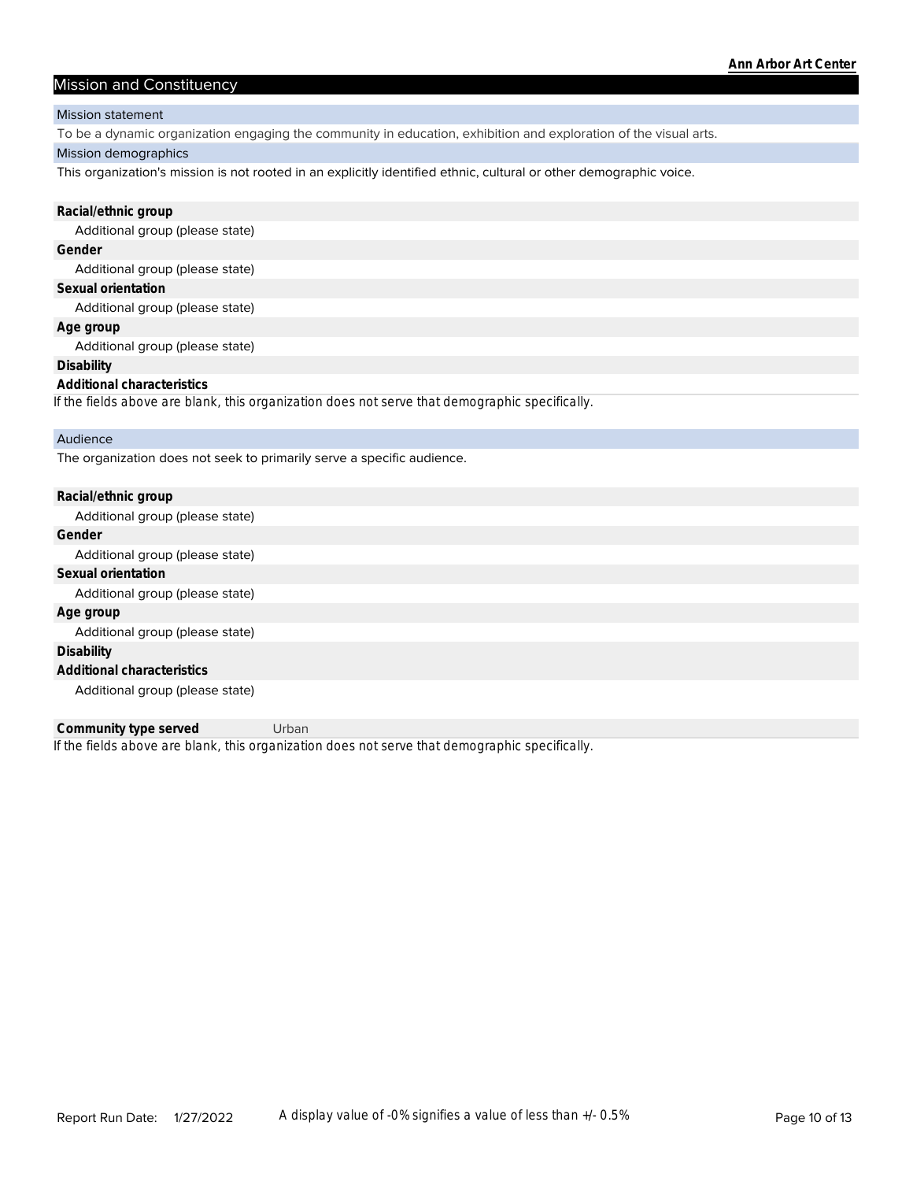## Mission and Constituency

### Mission statement

To be a dynamic organization engaging the community in education, exhibition and exploration of the visual arts.

### Mission demographics

This organization's mission is not rooted in an explicitly identified ethnic, cultural or other demographic voice.

**Racial/ethnic group**

Additional group (please state)

**Gender**

Additional group (please state)

**Sexual orientation**

Additional group (please state)

**Age group**

Additional group (please state)

**Disability**

**Additional characteristics**

*If the fields above are blank, this organization does not serve that demographic specifically.*

### Audience

The organization does not seek to primarily serve a specific audience.

**Racial/ethnic group**

Additional group (please state)

**Gender**

Additional group (please state)

**Sexual orientation**

Additional group (please state)

**Age group**

Additional group (please state)

**Disability**

**Additional characteristics**

Additional group (please state)

**Community type served** Urban

*If the fields above are blank, this organization does not serve that demographic specifically.*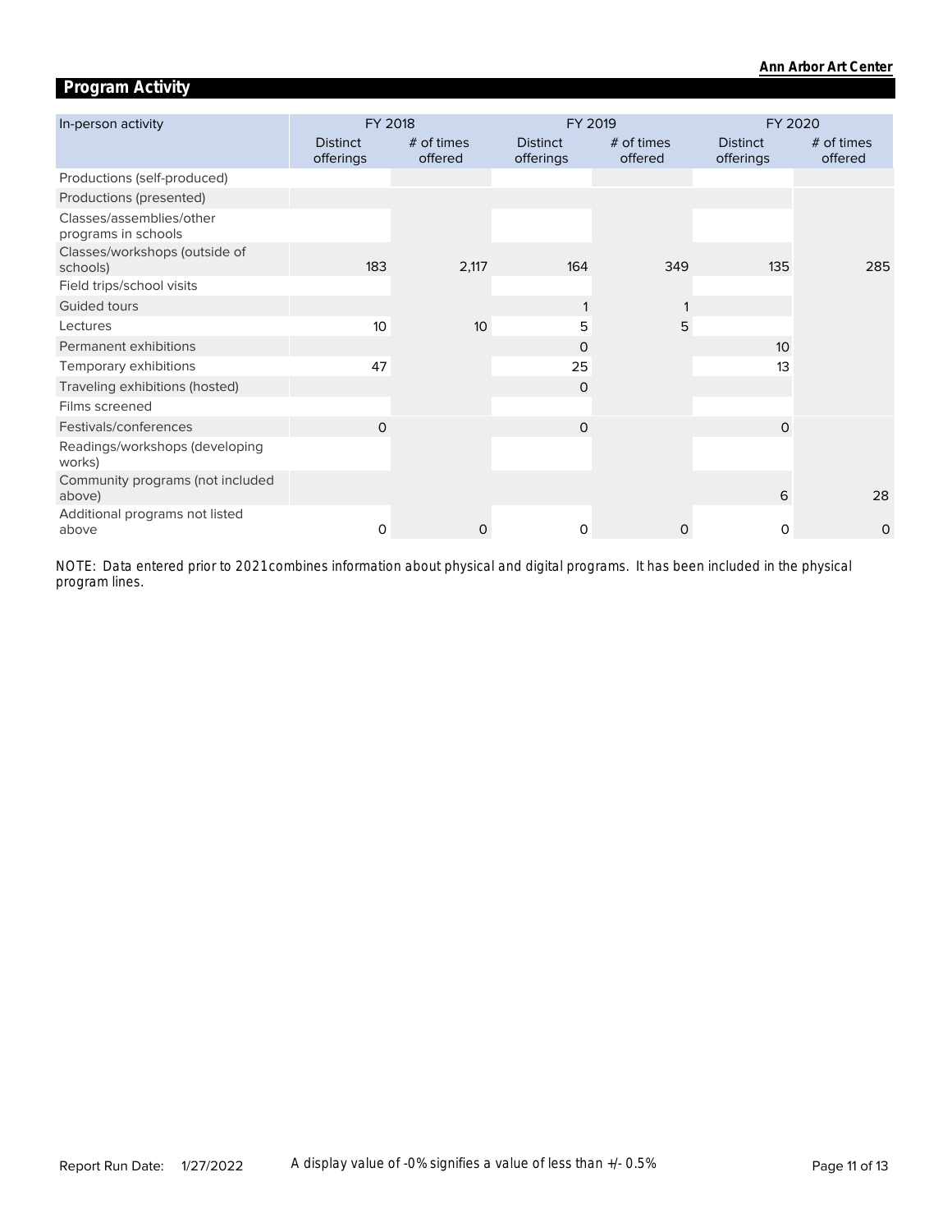## Program Activity

| In-person activity | FY 2018 | | FY 2019 | | FY 2020 | |
|---|---|---|---|---|---|---|
| | Distinct offerings | # of times offered | Distinct offerings | # of times offered | Distinct offerings | # of times offered |
| Productions (self-produced) | | | | | | |
| Productions (presented) | | | | | | |
| Classes/assemblies/other programs in schools | | | | | | |
| Classes/workshops (outside of schools) | 183 | 2,117 | 164 | 349 | 135 | 285 |
| Field trips/school visits | | | | | | |
| Guided tours | | | 1 | 1 | | |
| Lectures | 10 | 10 | 5 | 5 | | |
| Permanent exhibitions | | | 0 | | 10 | |
| Temporary exhibitions | 47 | | 25 | | 13 | |
| Traveling exhibitions (hosted) | | | 0 | | | |
| Films screened | | | | | | |
| Festivals/conferences | 0 | | 0 | | 0 | |
| Readings/workshops (developing works) | | | | | | |
| Community programs (not included above) | | | | | 6 | 28 |
| Additional programs not listed above | 0 | 0 | 0 | 0 | 0 | 0 |

NOTE: Data entered prior to 2021 combines information about physical and digital programs. It has been included in the physical program lines.

A display value of -0% signifies a value of less than +/- 0.5%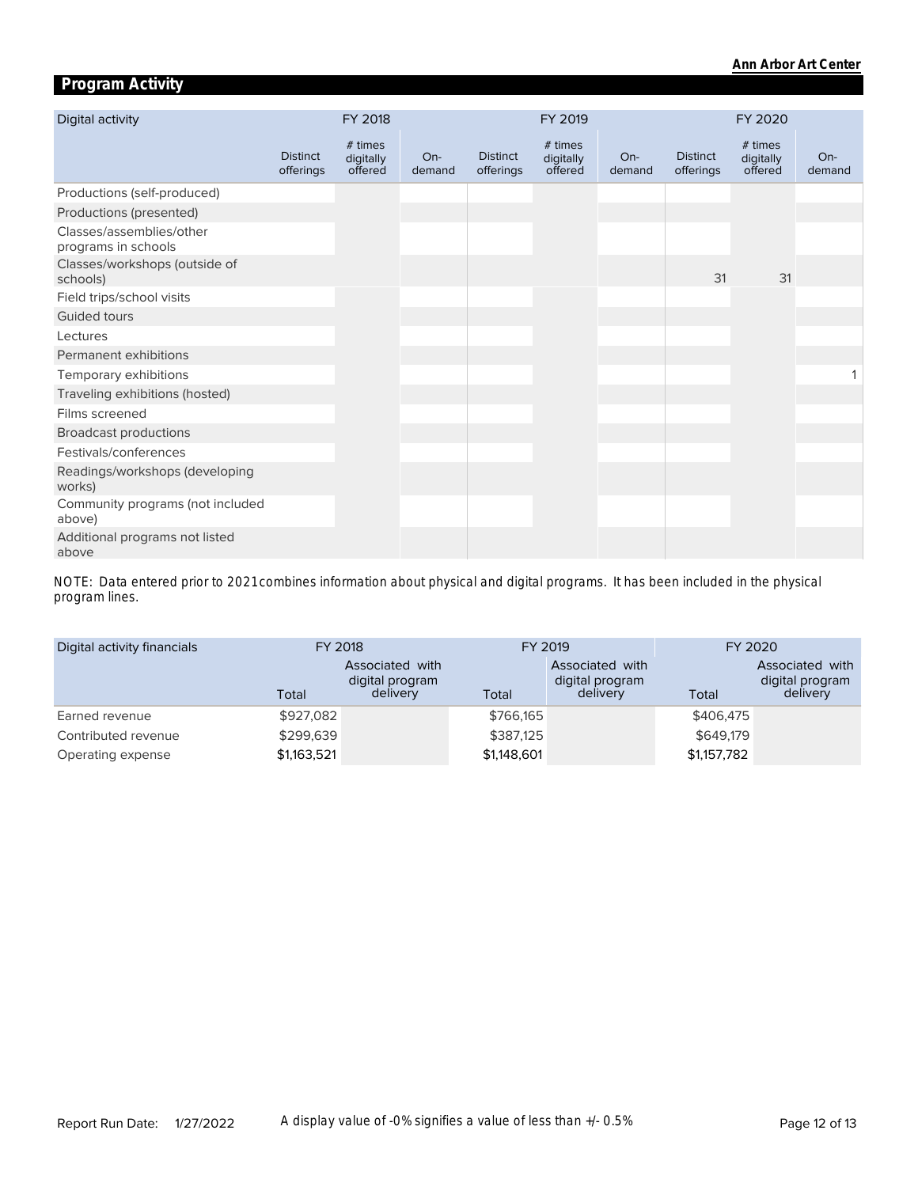## Program Activity

| Digital activity | FY 2018 | | | FY 2019 | | | FY 2020 | | |
|---|---|---|---|---|---|---|---|---|---|
| | Distinct offerings | # times digitally offered | On-demand | Distinct offerings | # times digitally offered | On-demand | Distinct offerings | # times digitally offered | On-demand |
| Productions (self-produced) | | | | | | | | | |
| Productions (presented) | | | | | | | | | |
| Classes/assemblies/other programs in schools | | | | | | | | | |
| Classes/workshops (outside of schools) | | | | | | | 31 | 31 | |
| Field trips/school visits | | | | | | | | | |
| Guided tours | | | | | | | | | |
| Lectures | | | | | | | | | |
| Permanent exhibitions | | | | | | | | | |
| Temporary exhibitions | | | | | | | | | 1 |
| Traveling exhibitions (hosted) | | | | | | | | | |
| Films screened | | | | | | | | | |
| Broadcast productions | | | | | | | | | |
| Festivals/conferences | | | | | | | | | |
| Readings/workshops (developing works) | | | | | | | | | |
| Community programs (not included above) | | | | | | | | | |
| Additional programs not listed above | | | | | | | | | |

NOTE: Data entered prior to 2021 combines information about physical and digital programs. It has been included in the physical program lines.

| Digital activity financials | FY 2018 | | FY 2019 | | FY 2020 | |
|---|---|---|---|---|---|---|
| | Total | Associated with digital program delivery | Total | Associated with digital program delivery | Total | Associated with digital program delivery |
| Earned revenue | $927,082 | | $766,165 | | $406,475 | |
| Contributed revenue | $299,639 | | $387,125 | | $649,179 | |
| Operating expense | $1,163,521 | | $1,148,601 | | $1,157,782 | |

Report Run Date: 1/27/2022

A display value of -0% signifies a value of less than +/- 0.5%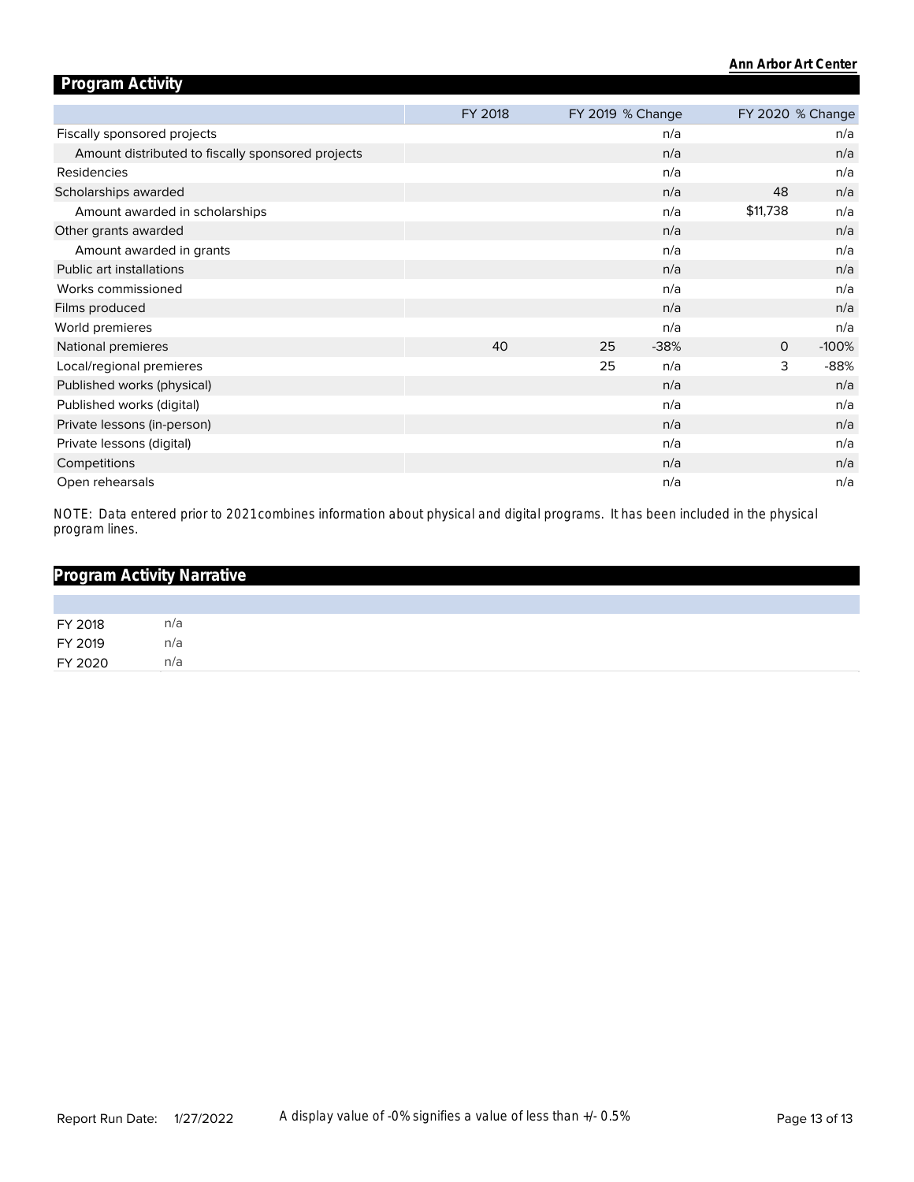## Program Activity

| | FY 2018 | FY 2019 | % Change | FY 2020 | % Change |
|---|---|---|---|---|---|
| Fiscally sponsored projects | | | n/a | | n/a |
| Amount distributed to fiscally sponsored projects | | | n/a | | n/a |
| Residencies | | | n/a | | n/a |
| Scholarships awarded | | | n/a | 48 | n/a |
| Amount awarded in scholarships | | | n/a | $11,738 | n/a |
| Other grants awarded | | | n/a | | n/a |
| Amount awarded in grants | | | n/a | | n/a |
| Public art installations | | | n/a | | n/a |
| Works commissioned | | | n/a | | n/a |
| Films produced | | | n/a | | n/a |
| World premieres | | | n/a | | n/a |
| National premieres | 40 | 25 | -38% | 0 | -100% |
| Local/regional premieres | | 25 | n/a | 3 | -88% |
| Published works (physical) | | | n/a | | n/a |
| Published works (digital) | | | n/a | | n/a |
| Private lessons (in-person) | | | n/a | | n/a |
| Private lessons (digital) | | | n/a | | n/a |
| Competitions | | | n/a | | n/a |
| Open rehearsals | | | n/a | | n/a |

NOTE: Data entered prior to 2021 combines information about physical and digital programs. It has been included in the physical program lines.

## Program Activity Narrative

| | |
|---|---|
| FY 2018 | n/a |
| FY 2019 | n/a |
| FY 2020 | n/a |

A display value of -0% signifies a value of less than +/- 0.5%